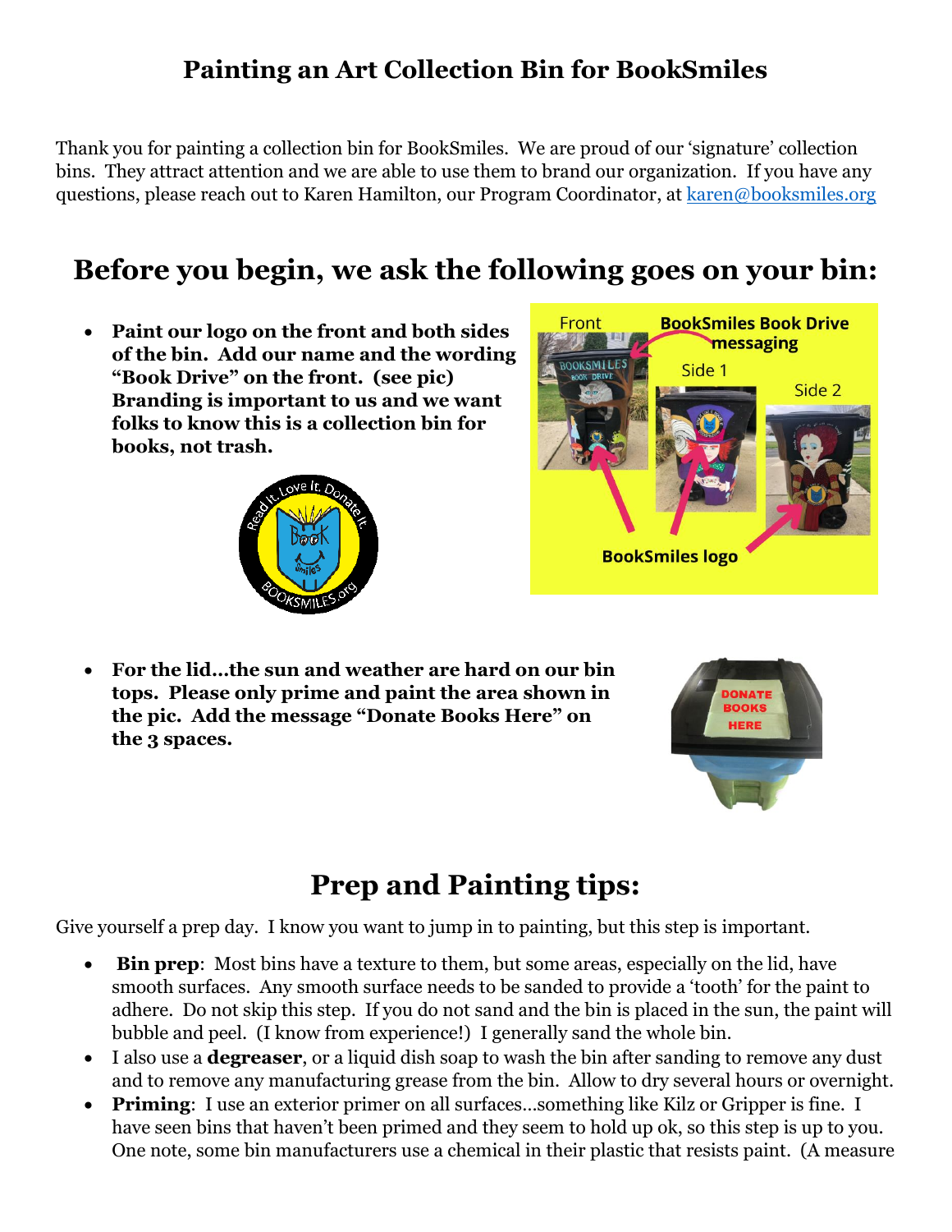## Painting an Art Collection Bin for BookSmiles

Thank you for painting a collection bin for BookSmiles. We are proud of our 'signature' collection bins. They attract attention and we are able to use them to brand our organization. If you have any questions, please reach out to Karen Hamilton, our Program Coordinator, at [karen@booksmiles.org](mailto:karen@booksmiles.org)

# Before you begin, we ask the following goes on your bin:

- **Paint our logo on the front and both sides of the bin. Add our name and the wording "Book Drive" on the front. (see pic) Branding is important to us and we want folks to know this is a collection bin for books, not trash.**

- **For the lid…the sun and weather are hard on our bin tops. Please only prime and paint the area shown in the pic. Add the message "Donate Books Here" on the 3 spaces.**

# Prep and Painting tips:

Give yourself a prep day. I know you want to jump in to painting, but this step is important.

- **Bin prep**: Most bins have a texture to them, but some areas, especially on the lid, have smooth surfaces. Any smooth surface needs to be sanded to provide a 'tooth' for the paint to adhere. Do not skip this step. If you do not sand and the bin is placed in the sun, the paint will bubble and peel. (I know from experience!) I generally sand the whole bin.
- I also use a **degreaser**, or a liquid dish soap to wash the bin after sanding to remove any dust and to remove any manufacturing grease from the bin. Allow to dry several hours or overnight.
- **Priming**: I use an exterior primer on all surfaces…something like Kilz or Gripper is fine. I have seen bins that haven't been primed and they seem to hold up ok, so this step is up to you. One note, some bin manufacturers use a chemical in their plastic that resists paint. (A measure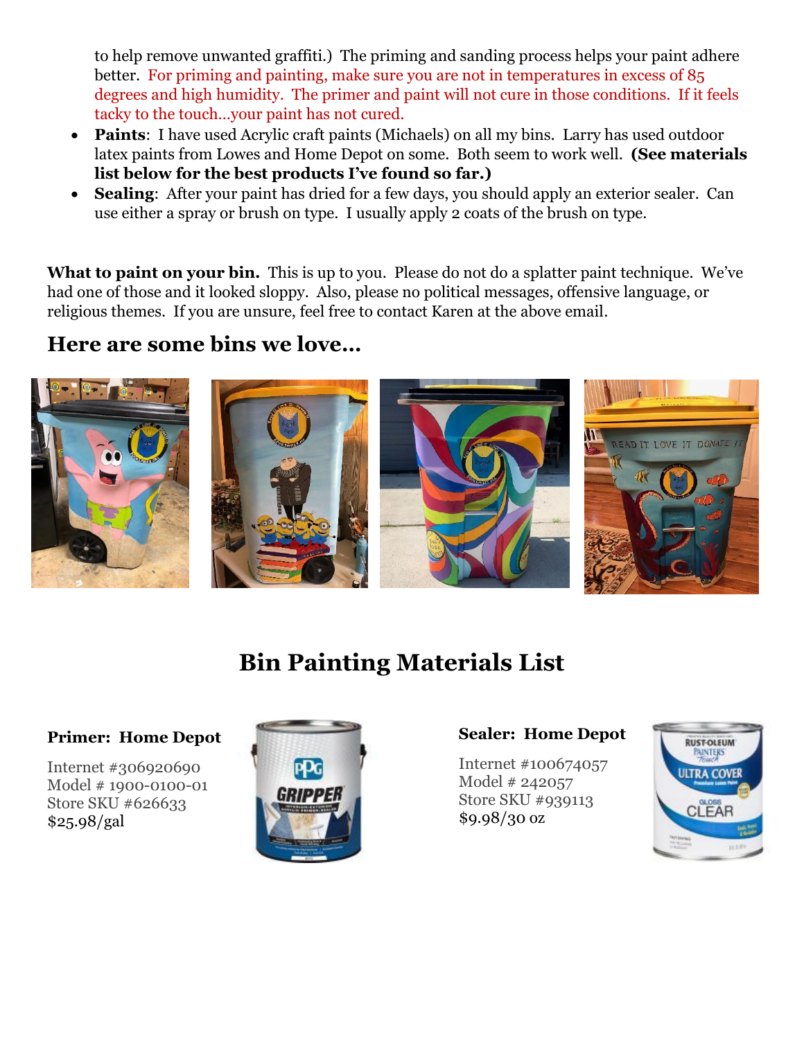to help remove unwanted graffiti.) The priming and sanding process helps your paint adhere better. For priming and painting, make sure you are not in temperatures in excess of 85 degrees and high humidity. The primer and paint will not cure in those conditions. If it feels tacky to the touch…your paint has not cured.

- **Paints**: I have used Acrylic craft paints (Michaels) on all my bins. Larry has used outdoor latex paints from Lowes and Home Depot on some. Both seem to work well. **(See materials list below for the best products I've found so far.)**
- **Sealing**: After your paint has dried for a few days, you should apply an exterior sealer. Can use either a spray or brush on type. I usually apply 2 coats of the brush on type.

**What to paint on your bin.** This is up to you. Please do not do a splatter paint technique. We've had one of those and it looked sloppy. Also, please no political messages, offensive language, or religious themes. If you are unsure, feel free to contact Karen at the above email.

## Here are some bins we love…

# Bin Painting Materials List

**Primer: Home Depot**

Internet #306920690
Model # 1900-0100-01
Store SKU #626633
$25.98/gal

**Sealer: Home Depot**

Internet #100674057
Model # 242057
Store SKU #939113
$9.98/30 oz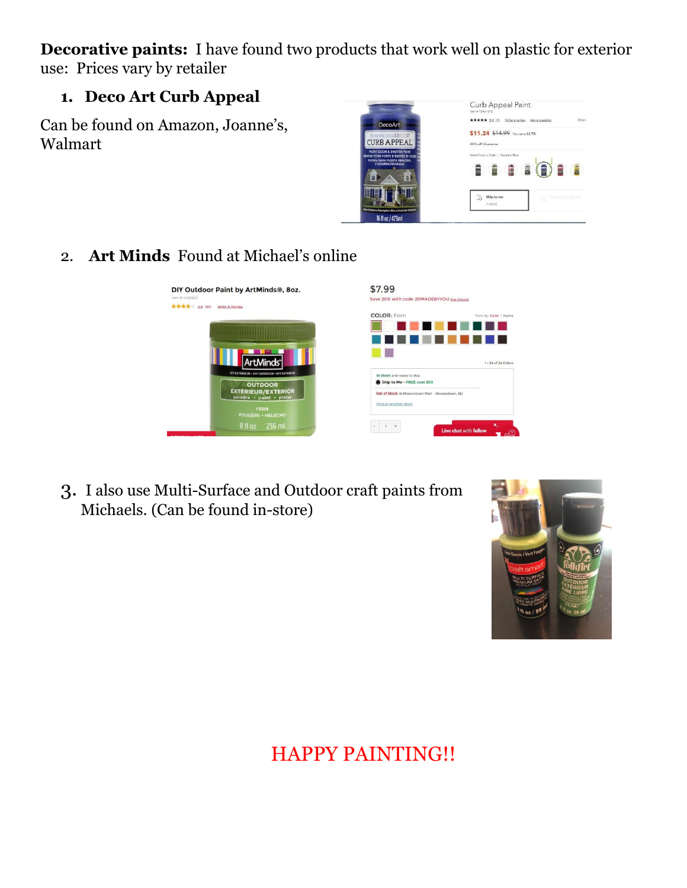**Decorative paints:** I have found two products that work well on plastic for exterior use: Prices vary by retailer

1. **Deco Art Curb Appeal**

Can be found on Amazon, Joanne's, Walmart

2. **Art Minds** Found at Michael's online

3. I also use Multi-Surface and Outdoor craft paints from Michaels. (Can be found in-store)

HAPPY PAINTING!!